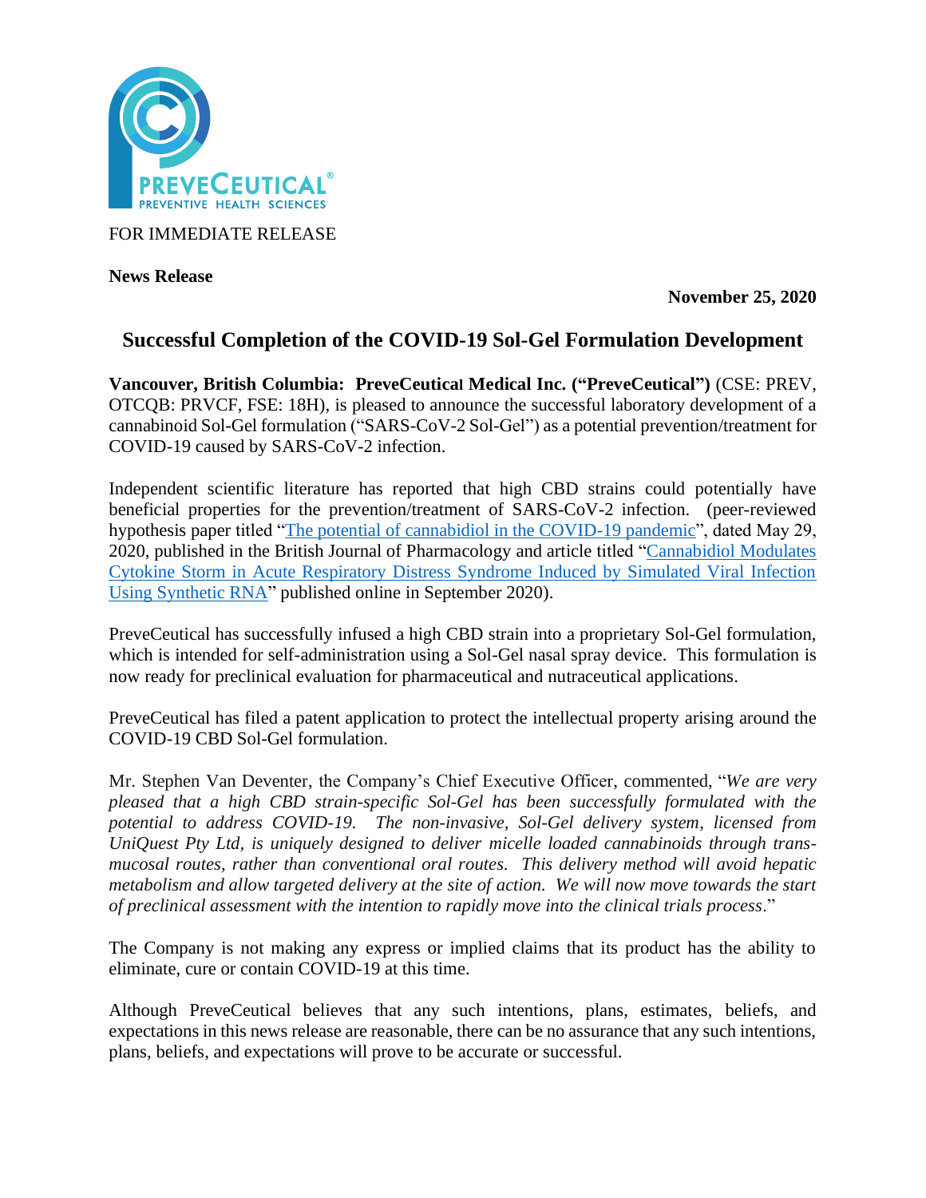FOR IMMEDIATE RELEASE

**News Release**

**November 25, 2020**

# Successful Completion of the COVID-19 Sol-Gel Formulation Development

**Vancouver, British Columbia: PreveCeutical Medical Inc. ("PreveCeutical")** (CSE: PREV, OTCQB: PRVCF, FSE: 18H), is pleased to announce the successful laboratory development of a cannabinoid Sol-Gel formulation ("SARS-CoV-2 Sol-Gel") as a potential prevention/treatment for COVID-19 caused by SARS-CoV-2 infection.

Independent scientific literature has reported that high CBD strains could potentially have beneficial properties for the prevention/treatment of SARS-CoV-2 infection. (peer-reviewed hypothesis paper titled "The potential of cannabidiol in the COVID-19 pandemic", dated May 29, 2020, published in the British Journal of Pharmacology and article titled "Cannabidiol Modulates Cytokine Storm in Acute Respiratory Distress Syndrome Induced by Simulated Viral Infection Using Synthetic RNA" published online in September 2020).

PreveCeutical has successfully infused a high CBD strain into a proprietary Sol-Gel formulation, which is intended for self-administration using a Sol-Gel nasal spray device. This formulation is now ready for preclinical evaluation for pharmaceutical and nutraceutical applications.

PreveCeutical has filed a patent application to protect the intellectual property arising around the COVID-19 CBD Sol-Gel formulation.

Mr. Stephen Van Deventer, the Company's Chief Executive Officer, commented, "*We are very pleased that a high CBD strain-specific Sol-Gel has been successfully formulated with the potential to address COVID-19. The non-invasive, Sol-Gel delivery system, licensed from UniQuest Pty Ltd, is uniquely designed to deliver micelle loaded cannabinoids through trans-mucosal routes, rather than conventional oral routes. This delivery method will avoid hepatic metabolism and allow targeted delivery at the site of action. We will now move towards the start of preclinical assessment with the intention to rapidly move into the clinical trials process*."

The Company is not making any express or implied claims that its product has the ability to eliminate, cure or contain COVID-19 at this time.

Although PreveCeutical believes that any such intentions, plans, estimates, beliefs, and expectations in this news release are reasonable, there can be no assurance that any such intentions, plans, beliefs, and expectations will prove to be accurate or successful.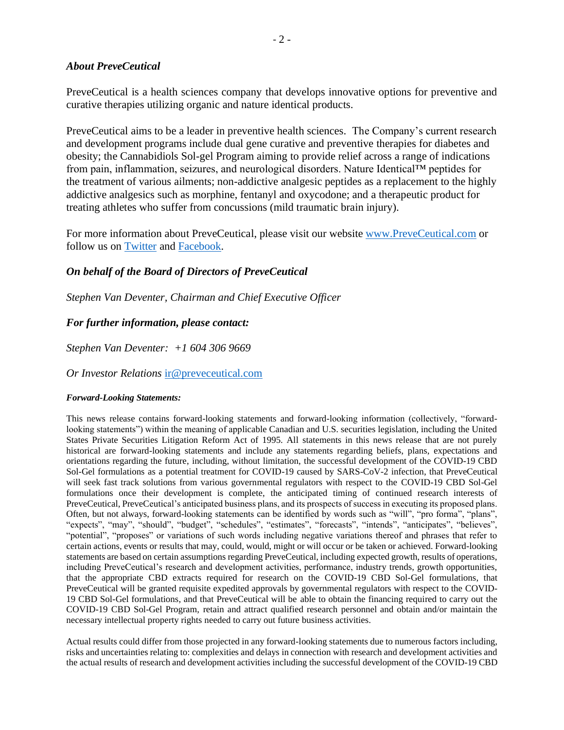### *About PreveCeutical*

PreveCeutical is a health sciences company that develops innovative options for preventive and curative therapies utilizing organic and nature identical products.

PreveCeutical aims to be a leader in preventive health sciences. The Company's current research and development programs include dual gene curative and preventive therapies for diabetes and obesity; the Cannabidiols Sol-gel Program aiming to provide relief across a range of indications from pain, inflammation, seizures, and neurological disorders. Nature Identical™ peptides for the treatment of various ailments; non-addictive analgesic peptides as a replacement to the highly addictive analgesics such as morphine, fentanyl and oxycodone; and a therapeutic product for treating athletes who suffer from concussions (mild traumatic brain injury).

For more information about PreveCeutical, please visit our website [www.PreveCeutical.com](www.PreveCeutical.com) or follow us on [Twitter]() and [Facebook]().

***On behalf of the Board of Directors of PreveCeutical***

*Stephen Van Deventer, Chairman and Chief Executive Officer*

***For further information, please contact:***

*Stephen Van Deventer: +1 604 306 9669*

*Or Investor Relations* [ir@preveceutical.com](mailto:ir@preveceutical.com)

***Forward-Looking Statements:***

This news release contains forward-looking statements and forward-looking information (collectively, "forward-looking statements") within the meaning of applicable Canadian and U.S. securities legislation, including the United States Private Securities Litigation Reform Act of 1995. All statements in this news release that are not purely historical are forward-looking statements and include any statements regarding beliefs, plans, expectations and orientations regarding the future, including, without limitation, the successful development of the COVID-19 CBD Sol-Gel formulations as a potential treatment for COVID-19 caused by SARS-CoV-2 infection, that PreveCeutical will seek fast track solutions from various governmental regulators with respect to the COVID-19 CBD Sol-Gel formulations once their development is complete, the anticipated timing of continued research interests of PreveCeutical, PreveCeutical's anticipated business plans, and its prospects of success in executing its proposed plans. Often, but not always, forward-looking statements can be identified by words such as "will", "pro forma", "plans", "expects", "may", "should", "budget", "schedules", "estimates", "forecasts", "intends", "anticipates", "believes", "potential", "proposes" or variations of such words including negative variations thereof and phrases that refer to certain actions, events or results that may, could, would, might or will occur or be taken or achieved. Forward-looking statements are based on certain assumptions regarding PreveCeutical, including expected growth, results of operations, including PreveCeutical's research and development activities, performance, industry trends, growth opportunities, that the appropriate CBD extracts required for research on the COVID-19 CBD Sol-Gel formulations, that PreveCeutical will be granted requisite expedited approvals by governmental regulators with respect to the COVID-19 CBD Sol-Gel formulations, and that PreveCeutical will be able to obtain the financing required to carry out the COVID-19 CBD Sol-Gel Program, retain and attract qualified research personnel and obtain and/or maintain the necessary intellectual property rights needed to carry out future business activities.

Actual results could differ from those projected in any forward-looking statements due to numerous factors including, risks and uncertainties relating to: complexities and delays in connection with research and development activities and the actual results of research and development activities including the successful development of the COVID-19 CBD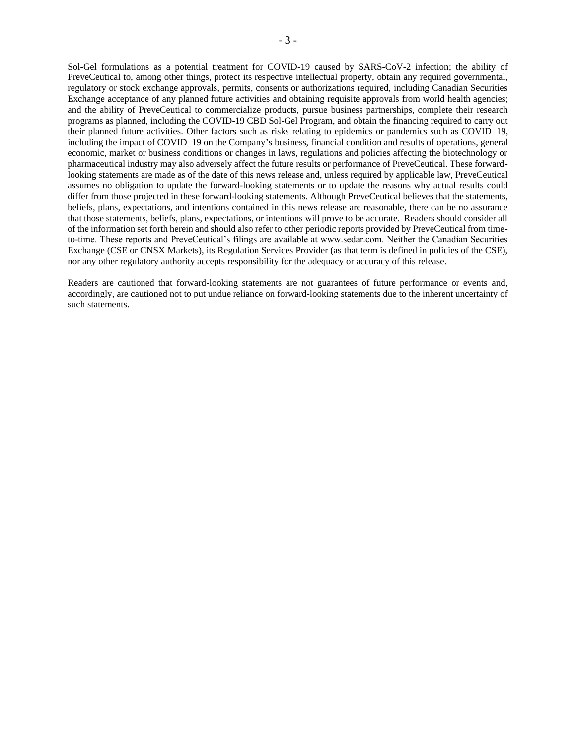Sol-Gel formulations as a potential treatment for COVID-19 caused by SARS-CoV-2 infection; the ability of PreveCeutical to, among other things, protect its respective intellectual property, obtain any required governmental, regulatory or stock exchange approvals, permits, consents or authorizations required, including Canadian Securities Exchange acceptance of any planned future activities and obtaining requisite approvals from world health agencies; and the ability of PreveCeutical to commercialize products, pursue business partnerships, complete their research programs as planned, including the COVID-19 CBD Sol-Gel Program, and obtain the financing required to carry out their planned future activities. Other factors such as risks relating to epidemics or pandemics such as COVID–19, including the impact of COVID–19 on the Company's business, financial condition and results of operations, general economic, market or business conditions or changes in laws, regulations and policies affecting the biotechnology or pharmaceutical industry may also adversely affect the future results or performance of PreveCeutical. These forward-looking statements are made as of the date of this news release and, unless required by applicable law, PreveCeutical assumes no obligation to update the forward-looking statements or to update the reasons why actual results could differ from those projected in these forward-looking statements. Although PreveCeutical believes that the statements, beliefs, plans, expectations, and intentions contained in this news release are reasonable, there can be no assurance that those statements, beliefs, plans, expectations, or intentions will prove to be accurate. Readers should consider all of the information set forth herein and should also refer to other periodic reports provided by PreveCeutical from time-to-time. These reports and PreveCeutical's filings are available at www.sedar.com. Neither the Canadian Securities Exchange (CSE or CNSX Markets), its Regulation Services Provider (as that term is defined in policies of the CSE), nor any other regulatory authority accepts responsibility for the adequacy or accuracy of this release.

Readers are cautioned that forward-looking statements are not guarantees of future performance or events and, accordingly, are cautioned not to put undue reliance on forward-looking statements due to the inherent uncertainty of such statements.